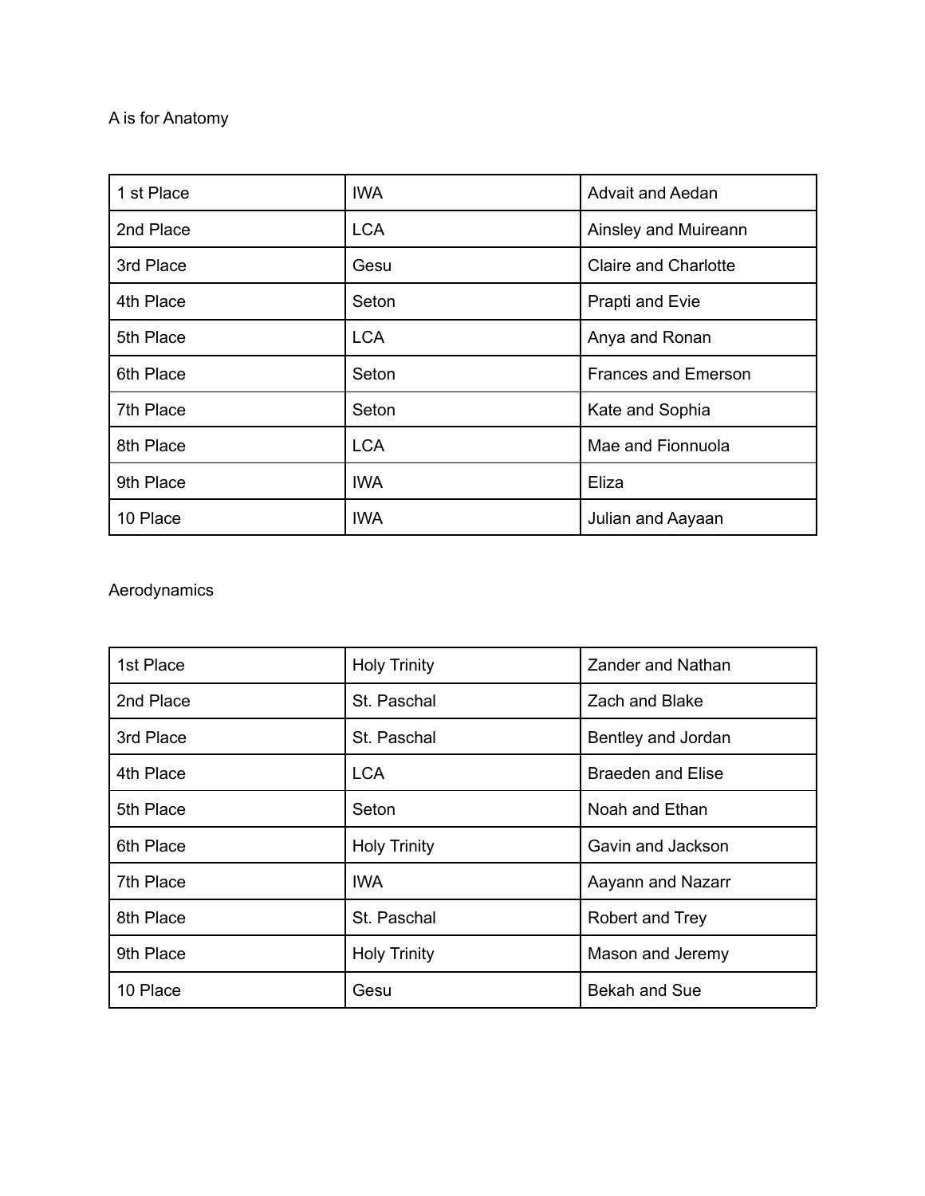A is for Anatomy

| | | |
|---|---|---|
| 1 st Place | IWA | Advait and Aedan |
| 2nd Place | LCA | Ainsley and Muireann |
| 3rd Place | Gesu | Claire and Charlotte |
| 4th Place | Seton | Prapti and Evie |
| 5th Place | LCA | Anya and Ronan |
| 6th Place | Seton | Frances and Emerson |
| 7th Place | Seton | Kate and Sophia |
| 8th Place | LCA | Mae and Fionnuola |
| 9th Place | IWA | Eliza |
| 10 Place | IWA | Julian and Aayaan |

Aerodynamics

| | | |
|---|---|---|
| 1st Place | Holy Trinity | Zander and Nathan |
| 2nd Place | St. Paschal | Zach and Blake |
| 3rd Place | St. Paschal | Bentley and Jordan |
| 4th Place | LCA | Braeden and Elise |
| 5th Place | Seton | Noah and Ethan |
| 6th Place | Holy Trinity | Gavin and Jackson |
| 7th Place | IWA | Aayann and Nazarr |
| 8th Place | St. Paschal | Robert and Trey |
| 9th Place | Holy Trinity | Mason and Jeremy |
| 10 Place | Gesu | Bekah and Sue |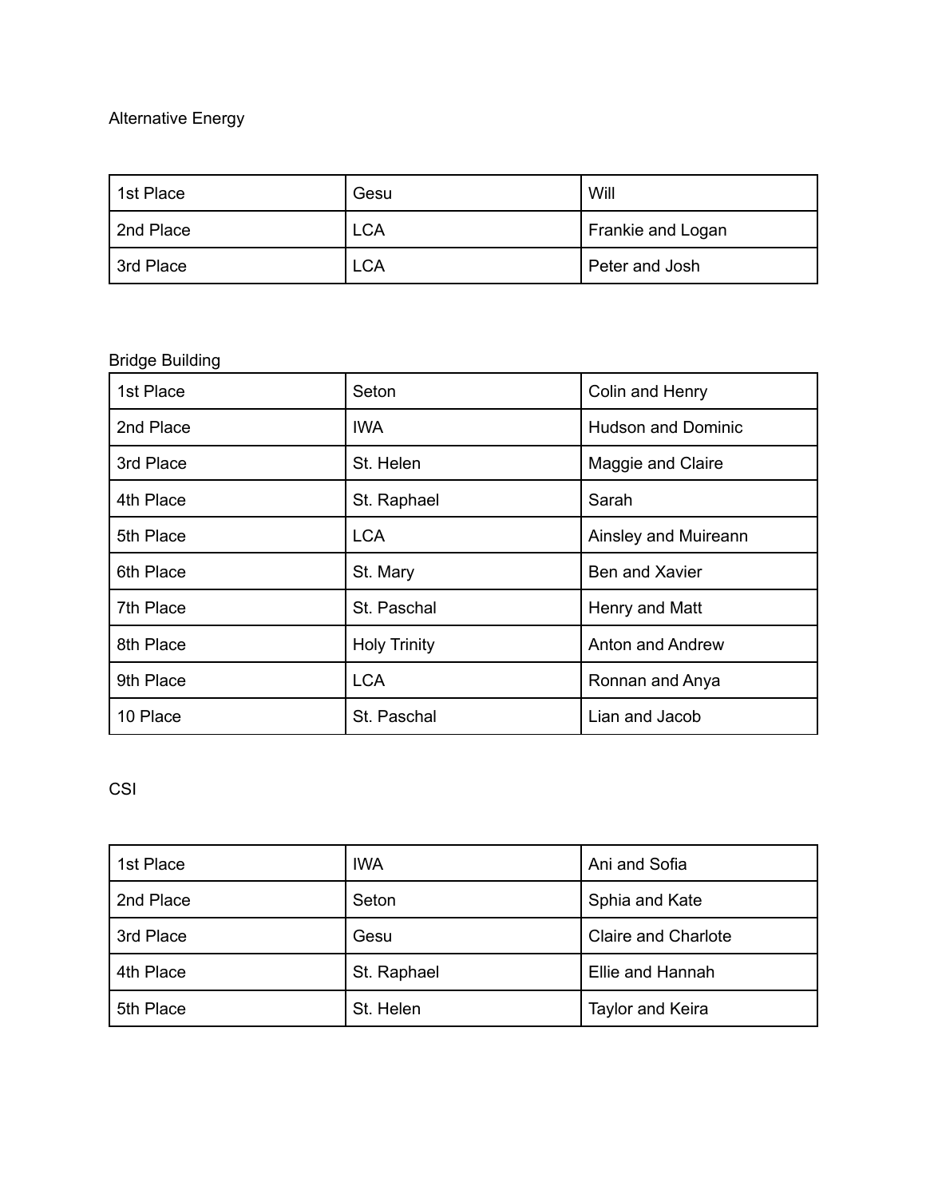Alternative Energy

| | | |
|---|---|---|
| 1st Place | Gesu | Will |
| 2nd Place | LCA | Frankie and Logan |
| 3rd Place | LCA | Peter and Josh |

Bridge Building

| | | |
|---|---|---|
| 1st Place | Seton | Colin and Henry |
| 2nd Place | IWA | Hudson and Dominic |
| 3rd Place | St. Helen | Maggie and Claire |
| 4th Place | St. Raphael | Sarah |
| 5th Place | LCA | Ainsley and Muireann |
| 6th Place | St. Mary | Ben and Xavier |
| 7th Place | St. Paschal | Henry and Matt |
| 8th Place | Holy Trinity | Anton and Andrew |
| 9th Place | LCA | Ronnan and Anya |
| 10 Place | St. Paschal | Lian and Jacob |

CSI

| | | |
|---|---|---|
| 1st Place | IWA | Ani and Sofia |
| 2nd Place | Seton | Sphia and Kate |
| 3rd Place | Gesu | Claire and Charlote |
| 4th Place | St. Raphael | Ellie and Hannah |
| 5th Place | St. Helen | Taylor and Keira |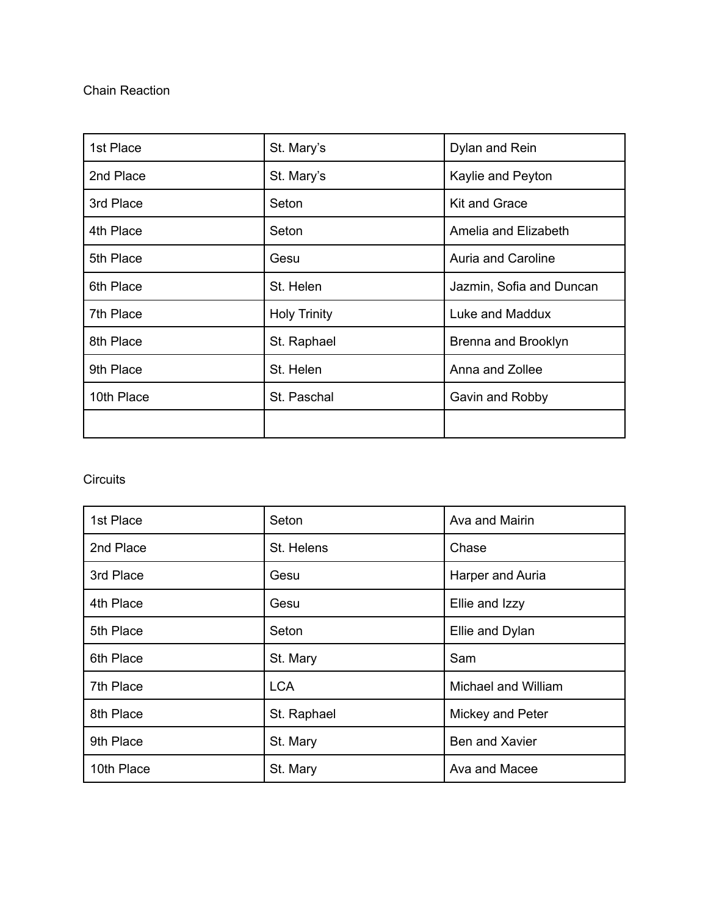Chain Reaction

| | | |
|---|---|---|
| 1st Place | St. Mary’s | Dylan and Rein |
| 2nd Place | St. Mary’s | Kaylie and Peyton |
| 3rd Place | Seton | Kit and Grace |
| 4th Place | Seton | Amelia and Elizabeth |
| 5th Place | Gesu | Auria and Caroline |
| 6th Place | St. Helen | Jazmin, Sofia and Duncan |
| 7th Place | Holy Trinity | Luke and Maddux |
| 8th Place | St. Raphael | Brenna and Brooklyn |
| 9th Place | St. Helen | Anna and Zollee |
| 10th Place | St. Paschal | Gavin and Robby |
| | | |

Circuits

| | | |
|---|---|---|
| 1st Place | Seton | Ava and Mairin |
| 2nd Place | St. Helens | Chase |
| 3rd Place | Gesu | Harper and Auria |
| 4th Place | Gesu | Ellie and Izzy |
| 5th Place | Seton | Ellie and Dylan |
| 6th Place | St. Mary | Sam |
| 7th Place | LCA | Michael and William |
| 8th Place | St. Raphael | Mickey and Peter |
| 9th Place | St. Mary | Ben and Xavier |
| 10th Place | St. Mary | Ava and Macee |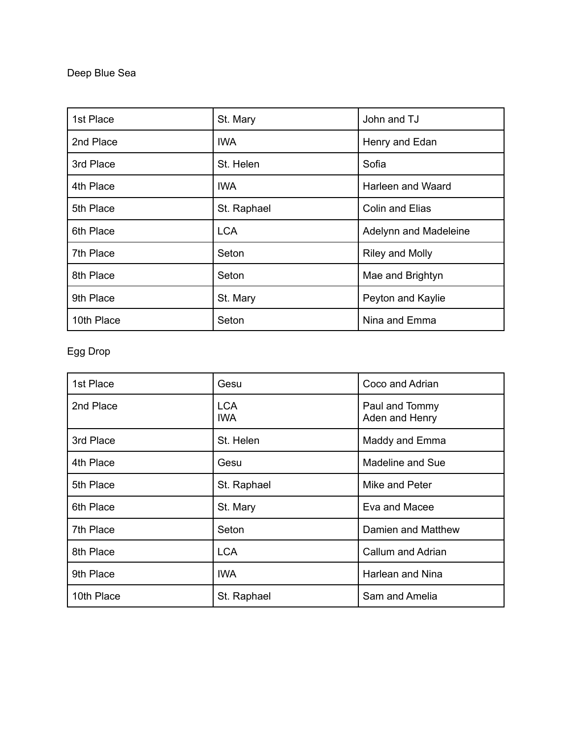Deep Blue Sea

| | | |
|---|---|---|
| 1st Place | St. Mary | John and TJ |
| 2nd Place | IWA | Henry and Edan |
| 3rd Place | St. Helen | Sofia |
| 4th Place | IWA | Harleen and Waard |
| 5th Place | St. Raphael | Colin and Elias |
| 6th Place | LCA | Adelynn and Madeleine |
| 7th Place | Seton | Riley and Molly |
| 8th Place | Seton | Mae and Brightyn |
| 9th Place | St. Mary | Peyton and Kaylie |
| 10th Place | Seton | Nina and Emma |

Egg Drop

| | | |
|---|---|---|
| 1st Place | Gesu | Coco and Adrian |
| 2nd Place | LCA<br>IWA | Paul and Tommy<br>Aden and Henry |
| 3rd Place | St. Helen | Maddy and Emma |
| 4th Place | Gesu | Madeline and Sue |
| 5th Place | St. Raphael | Mike and Peter |
| 6th Place | St. Mary | Eva and Macee |
| 7th Place | Seton | Damien and Matthew |
| 8th Place | LCA | Callum and Adrian |
| 9th Place | IWA | Harlean and Nina |
| 10th Place | St. Raphael | Sam and Amelia |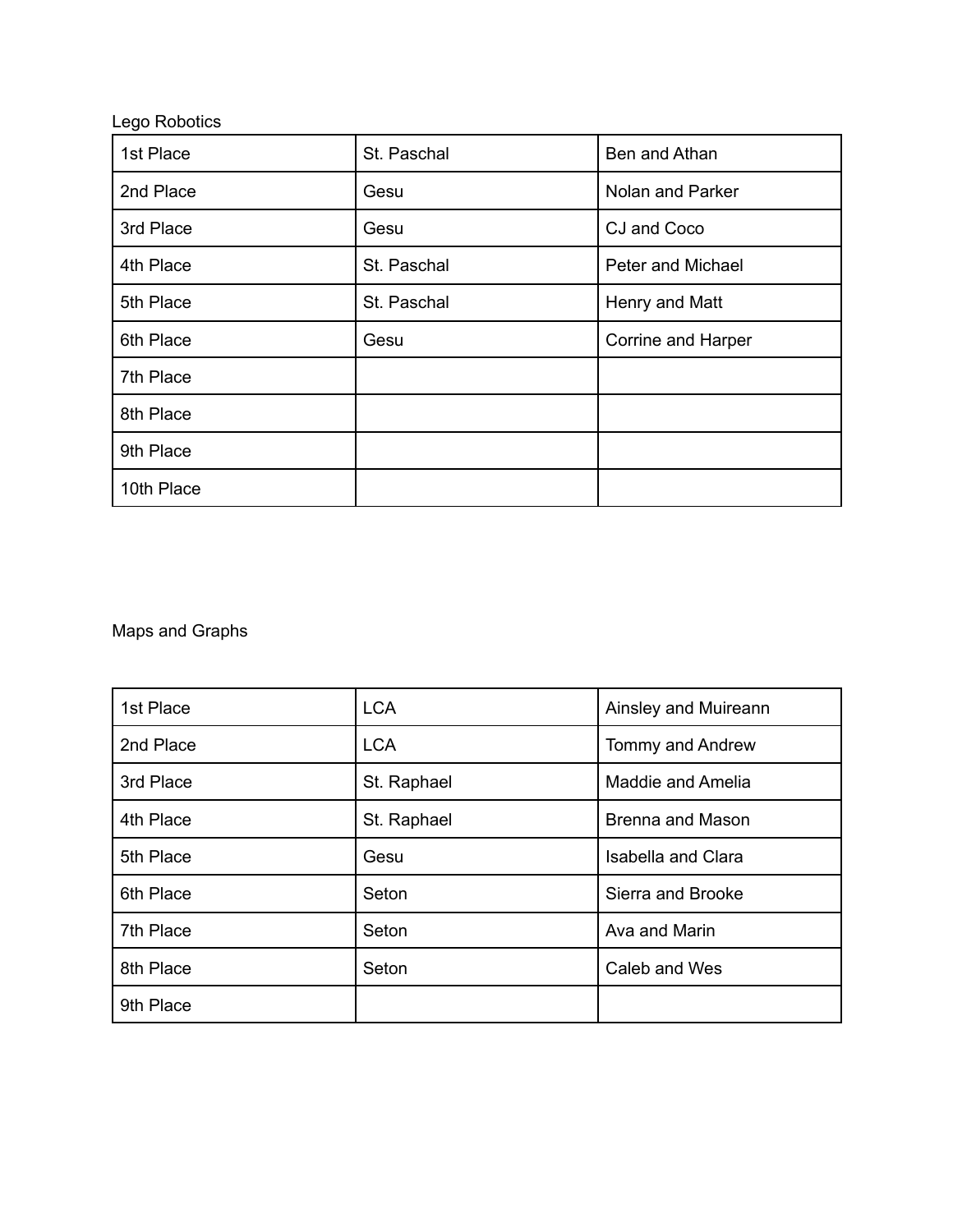Lego Robotics

| | | |
|---|---|---|
| 1st Place | St. Paschal | Ben and Athan |
| 2nd Place | Gesu | Nolan and Parker |
| 3rd Place | Gesu | CJ and Coco |
| 4th Place | St. Paschal | Peter and Michael |
| 5th Place | St. Paschal | Henry and Matt |
| 6th Place | Gesu | Corrine and Harper |
| 7th Place | | |
| 8th Place | | |
| 9th Place | | |
| 10th Place | | |

Maps and Graphs

| | | |
|---|---|---|
| 1st Place | LCA | Ainsley and Muireann |
| 2nd Place | LCA | Tommy and Andrew |
| 3rd Place | St. Raphael | Maddie and Amelia |
| 4th Place | St. Raphael | Brenna and Mason |
| 5th Place | Gesu | Isabella and Clara |
| 6th Place | Seton | Sierra and Brooke |
| 7th Place | Seton | Ava and Marin |
| 8th Place | Seton | Caleb and Wes |
| 9th Place | | |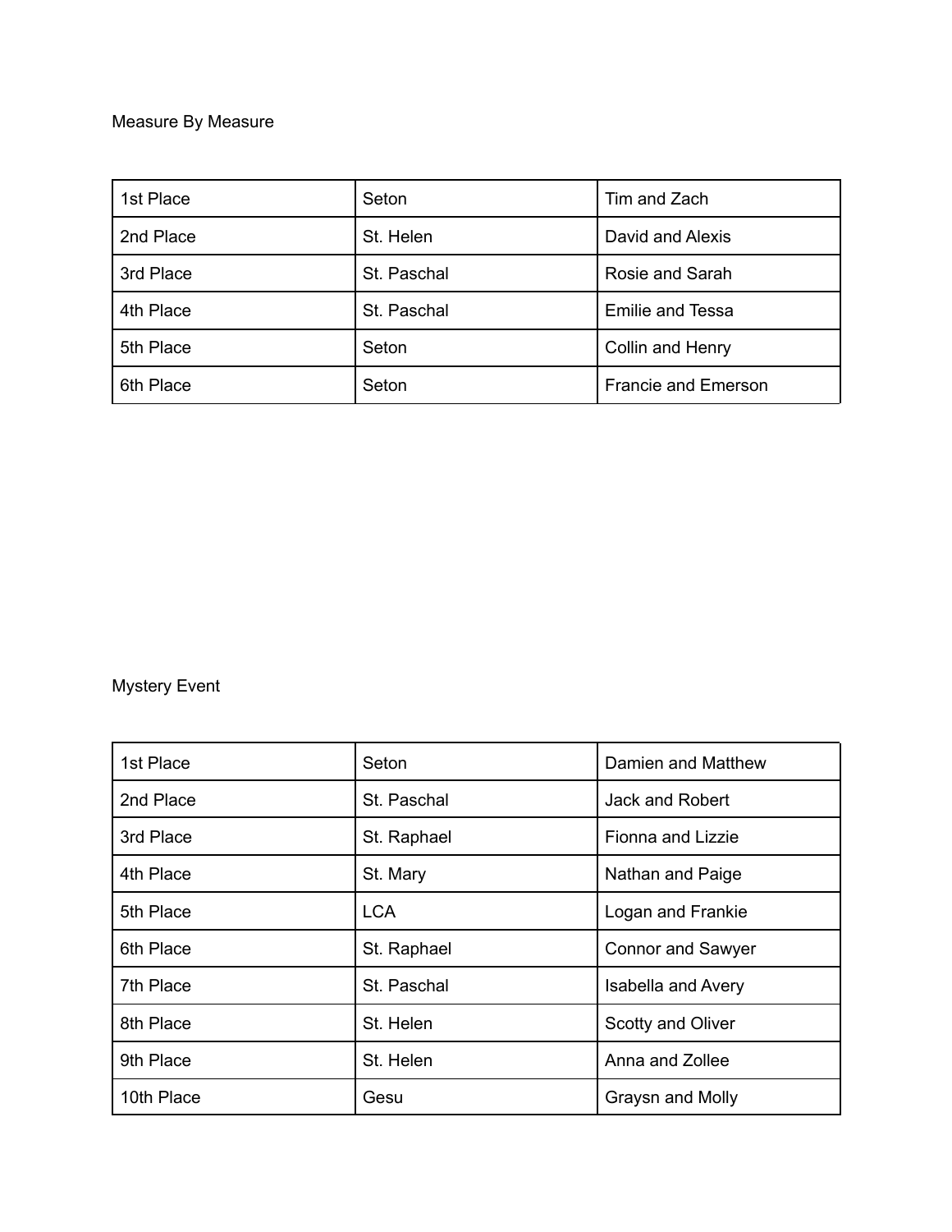Measure By Measure

| | | |
|---|---|---|
| 1st Place | Seton | Tim and Zach |
| 2nd Place | St. Helen | David and Alexis |
| 3rd Place | St. Paschal | Rosie and Sarah |
| 4th Place | St. Paschal | Emilie and Tessa |
| 5th Place | Seton | Collin and Henry |
| 6th Place | Seton | Francie and Emerson |

Mystery Event

| | | |
|---|---|---|
| 1st Place | Seton | Damien and Matthew |
| 2nd Place | St. Paschal | Jack and Robert |
| 3rd Place | St. Raphael | Fionna and Lizzie |
| 4th Place | St. Mary | Nathan and Paige |
| 5th Place | LCA | Logan and Frankie |
| 6th Place | St. Raphael | Connor and Sawyer |
| 7th Place | St. Paschal | Isabella and Avery |
| 8th Place | St. Helen | Scotty and Oliver |
| 9th Place | St. Helen | Anna and Zollee |
| 10th Place | Gesu | Graysn and Molly |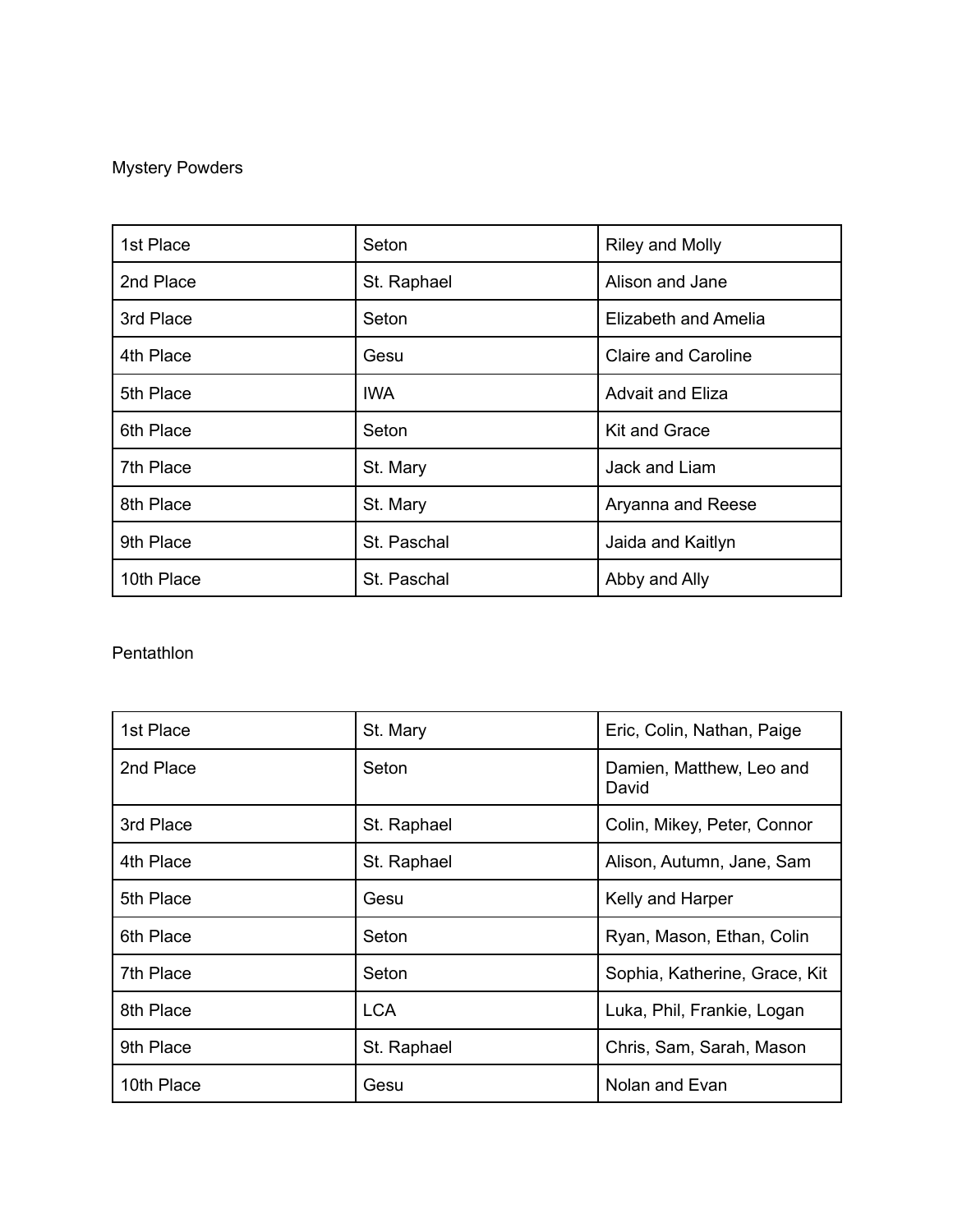Mystery Powders

| | | |
|---|---|---|
| 1st Place | Seton | Riley and Molly |
| 2nd Place | St. Raphael | Alison and Jane |
| 3rd Place | Seton | Elizabeth and Amelia |
| 4th Place | Gesu | Claire and Caroline |
| 5th Place | IWA | Advait and Eliza |
| 6th Place | Seton | Kit and Grace |
| 7th Place | St. Mary | Jack and Liam |
| 8th Place | St. Mary | Aryanna and Reese |
| 9th Place | St. Paschal | Jaida and Kaitlyn |
| 10th Place | St. Paschal | Abby and Ally |

Pentathlon

| | | |
|---|---|---|
| 1st Place | St. Mary | Eric, Colin, Nathan, Paige |
| 2nd Place | Seton | Damien, Matthew, Leo and David |
| 3rd Place | St. Raphael | Colin, Mikey, Peter, Connor |
| 4th Place | St. Raphael | Alison, Autumn, Jane, Sam |
| 5th Place | Gesu | Kelly and Harper |
| 6th Place | Seton | Ryan, Mason, Ethan, Colin |
| 7th Place | Seton | Sophia, Katherine, Grace, Kit |
| 8th Place | LCA | Luka, Phil, Frankie, Logan |
| 9th Place | St. Raphael | Chris, Sam, Sarah, Mason |
| 10th Place | Gesu | Nolan and Evan |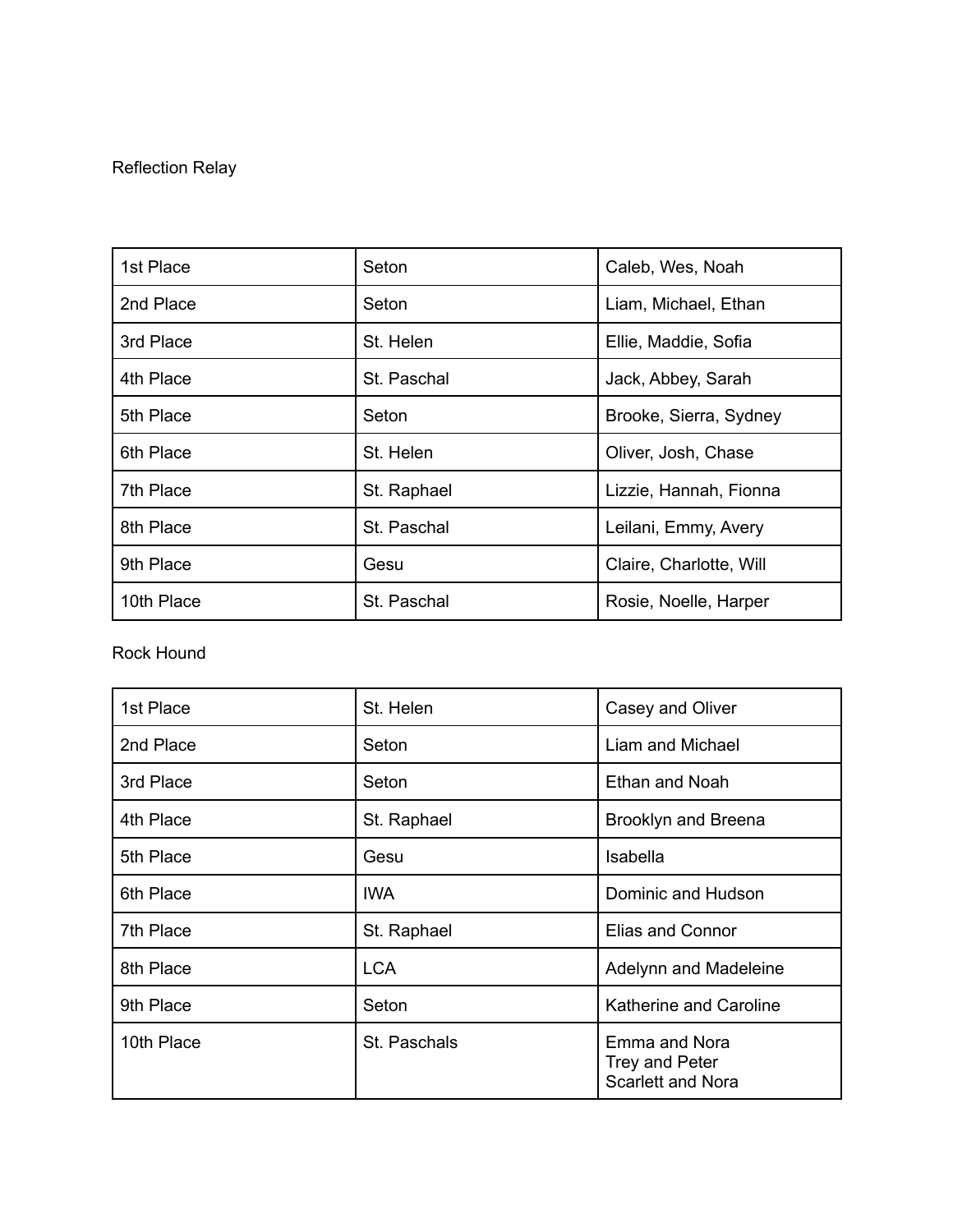Reflection Relay

| 1st Place | Seton | Caleb, Wes, Noah |
|---|---|---|
| 2nd Place | Seton | Liam, Michael, Ethan |
| 3rd Place | St. Helen | Ellie, Maddie, Sofia |
| 4th Place | St. Paschal | Jack, Abbey, Sarah |
| 5th Place | Seton | Brooke, Sierra, Sydney |
| 6th Place | St. Helen | Oliver, Josh, Chase |
| 7th Place | St. Raphael | Lizzie, Hannah, Fionna |
| 8th Place | St. Paschal | Leilani, Emmy, Avery |
| 9th Place | Gesu | Claire, Charlotte, Will |
| 10th Place | St. Paschal | Rosie, Noelle, Harper |

Rock Hound

| 1st Place | St. Helen | Casey and Oliver |
|---|---|---|
| 2nd Place | Seton | Liam and Michael |
| 3rd Place | Seton | Ethan and Noah |
| 4th Place | St. Raphael | Brooklyn and Breena |
| 5th Place | Gesu | Isabella |
| 6th Place | IWA | Dominic and Hudson |
| 7th Place | St. Raphael | Elias and Connor |
| 8th Place | LCA | Adelynn and Madeleine |
| 9th Place | Seton | Katherine and Caroline |
| 10th Place | St. Paschals | Emma and Nora<br>Trey and Peter<br>Scarlett and Nora |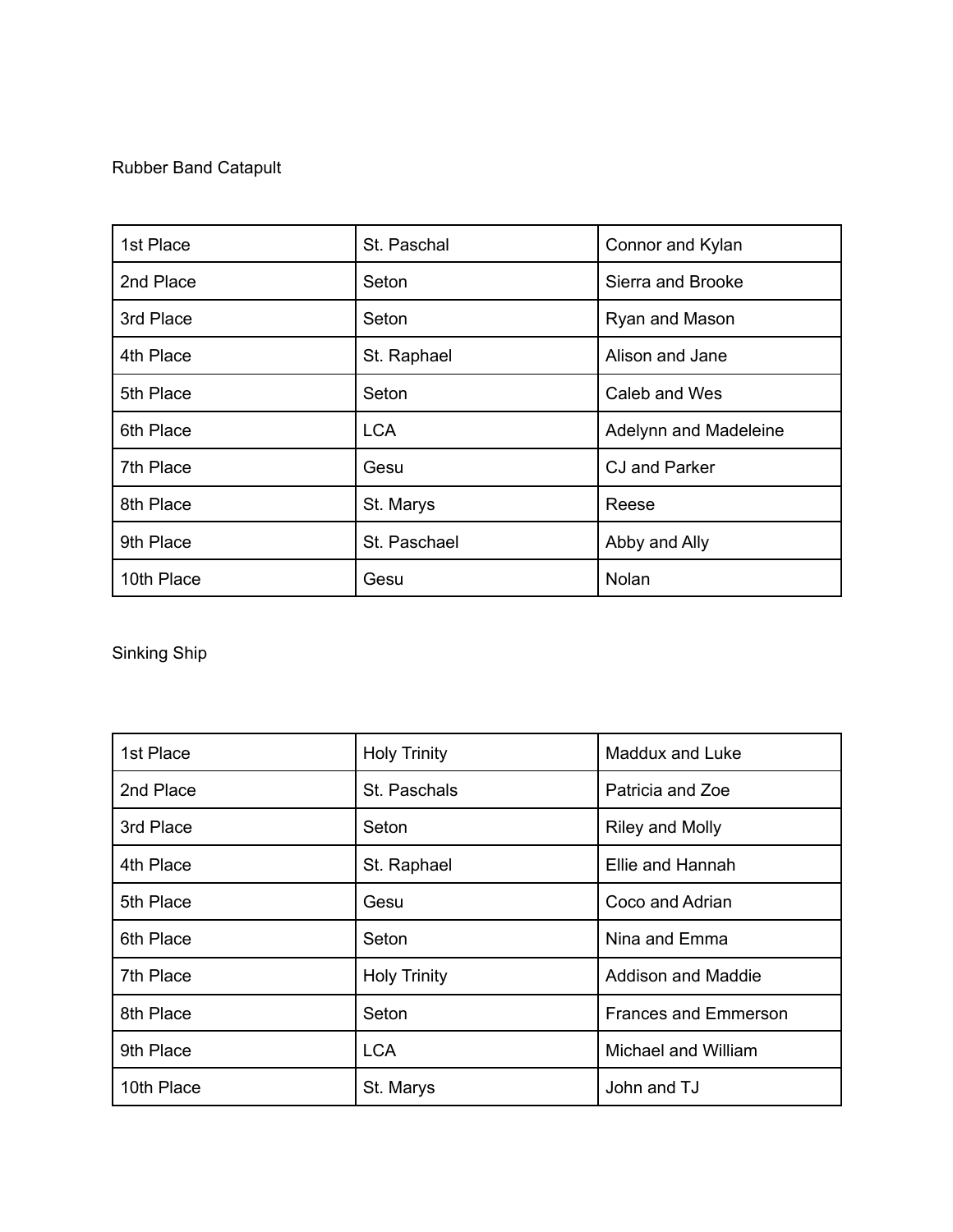Rubber Band Catapult

| 1st Place | St. Paschal | Connor and Kylan |
|---|---|---|
| 2nd Place | Seton | Sierra and Brooke |
| 3rd Place | Seton | Ryan and Mason |
| 4th Place | St. Raphael | Alison and Jane |
| 5th Place | Seton | Caleb and Wes |
| 6th Place | LCA | Adelynn and Madeleine |
| 7th Place | Gesu | CJ and Parker |
| 8th Place | St. Marys | Reese |
| 9th Place | St. Paschael | Abby and Ally |
| 10th Place | Gesu | Nolan |

Sinking Ship

| 1st Place | Holy Trinity | Maddux and Luke |
|---|---|---|
| 2nd Place | St. Paschals | Patricia and Zoe |
| 3rd Place | Seton | Riley and Molly |
| 4th Place | St. Raphael | Ellie and Hannah |
| 5th Place | Gesu | Coco and Adrian |
| 6th Place | Seton | Nina and Emma |
| 7th Place | Holy Trinity | Addison and Maddie |
| 8th Place | Seton | Frances and Emmerson |
| 9th Place | LCA | Michael and William |
| 10th Place | St. Marys | John and TJ |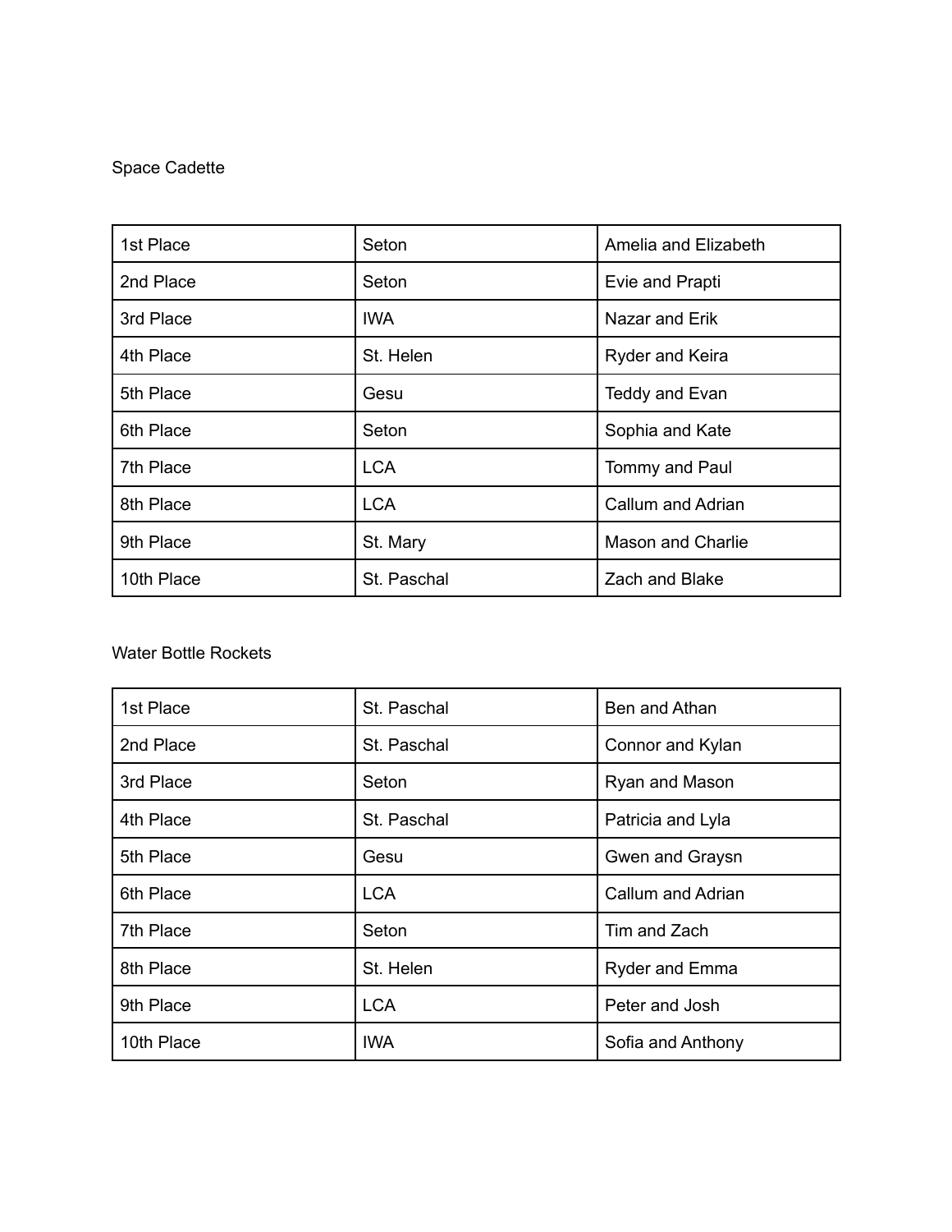Space Cadette

| | | |
|---|---|---|
| 1st Place | Seton | Amelia and Elizabeth |
| 2nd Place | Seton | Evie and Prapti |
| 3rd Place | IWA | Nazar and Erik |
| 4th Place | St. Helen | Ryder and Keira |
| 5th Place | Gesu | Teddy and Evan |
| 6th Place | Seton | Sophia and Kate |
| 7th Place | LCA | Tommy and Paul |
| 8th Place | LCA | Callum and Adrian |
| 9th Place | St. Mary | Mason and Charlie |
| 10th Place | St. Paschal | Zach and Blake |

Water Bottle Rockets

| | | |
|---|---|---|
| 1st Place | St. Paschal | Ben and Athan |
| 2nd Place | St. Paschal | Connor and Kylan |
| 3rd Place | Seton | Ryan and Mason |
| 4th Place | St. Paschal | Patricia and Lyla |
| 5th Place | Gesu | Gwen and Graysn |
| 6th Place | LCA | Callum and Adrian |
| 7th Place | Seton | Tim and Zach |
| 8th Place | St. Helen | Ryder and Emma |
| 9th Place | LCA | Peter and Josh |
| 10th Place | IWA | Sofia and Anthony |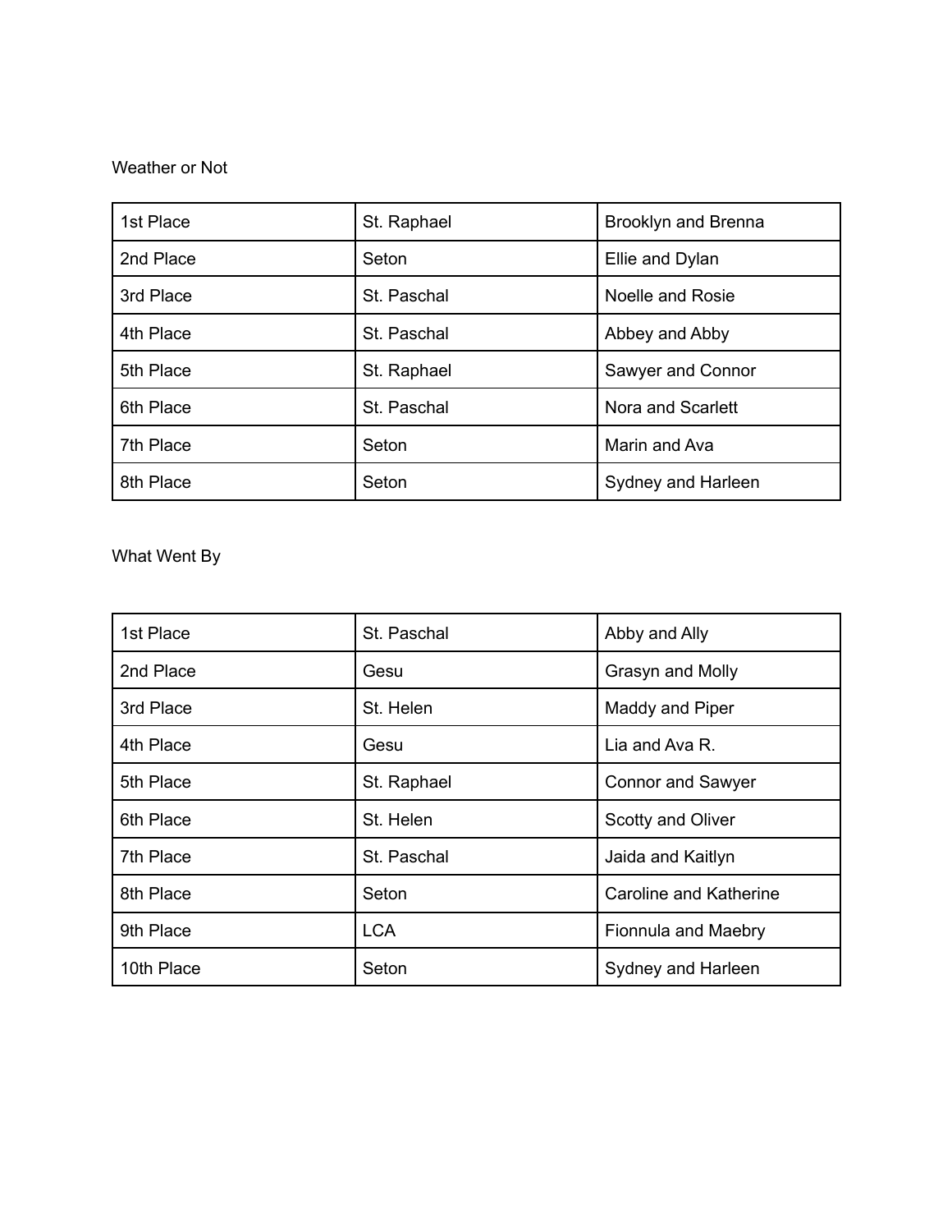Weather or Not

| | | |
|---|---|---|
| 1st Place | St. Raphael | Brooklyn and Brenna |
| 2nd Place | Seton | Ellie and Dylan |
| 3rd Place | St. Paschal | Noelle and Rosie |
| 4th Place | St. Paschal | Abbey and Abby |
| 5th Place | St. Raphael | Sawyer and Connor |
| 6th Place | St. Paschal | Nora and Scarlett |
| 7th Place | Seton | Marin and Ava |
| 8th Place | Seton | Sydney and Harleen |

What Went By

| | | |
|---|---|---|
| 1st Place | St. Paschal | Abby and Ally |
| 2nd Place | Gesu | Grasyn and Molly |
| 3rd Place | St. Helen | Maddy and Piper |
| 4th Place | Gesu | Lia and Ava R. |
| 5th Place | St. Raphael | Connor and Sawyer |
| 6th Place | St. Helen | Scotty and Oliver |
| 7th Place | St. Paschal | Jaida and Kaitlyn |
| 8th Place | Seton | Caroline and Katherine |
| 9th Place | LCA | Fionnula and Maebry |
| 10th Place | Seton | Sydney and Harleen |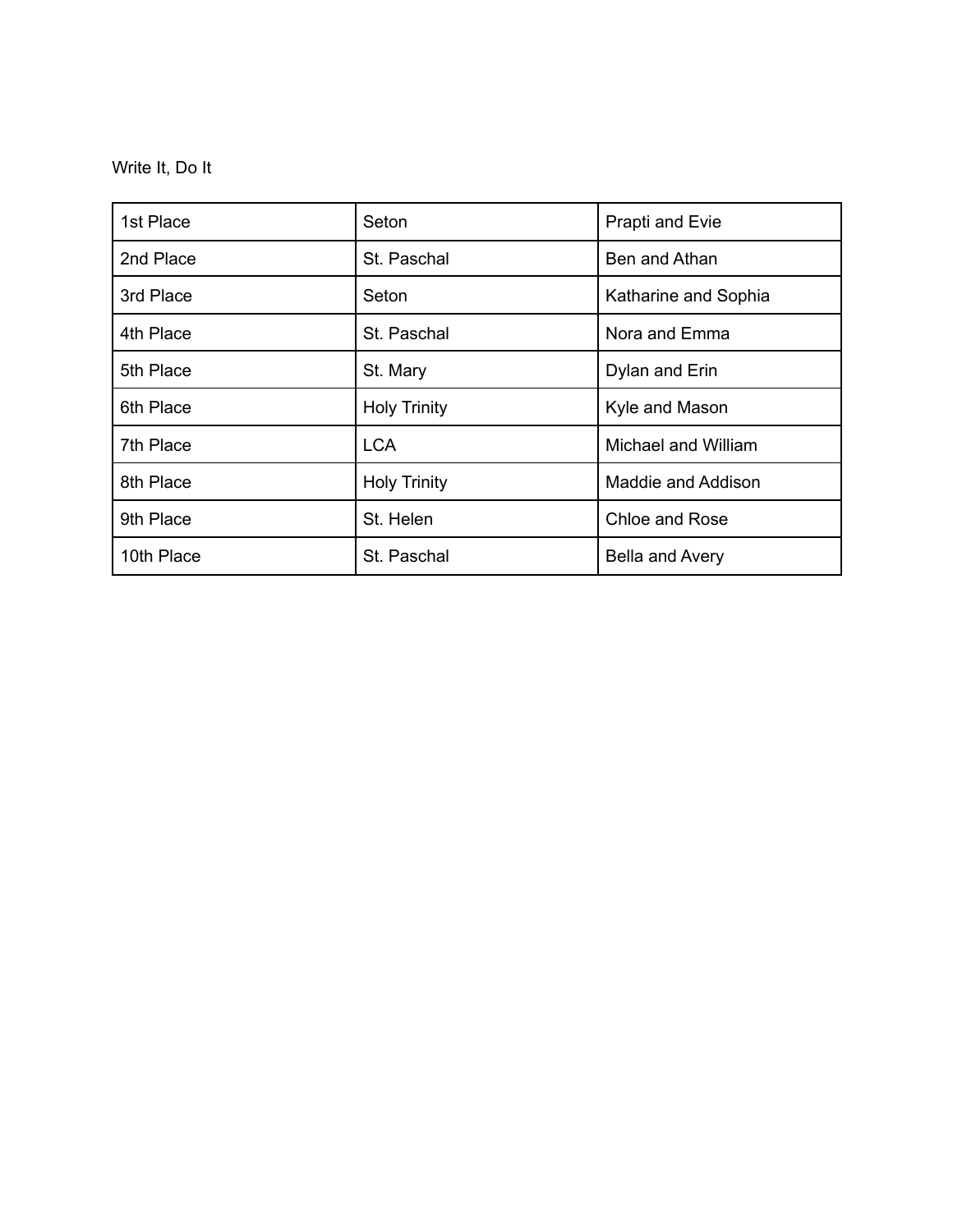Write It, Do It

| | | |
|---|---|---|
| 1st Place | Seton | Prapti and Evie |
| 2nd Place | St. Paschal | Ben and Athan |
| 3rd Place | Seton | Katharine and Sophia |
| 4th Place | St. Paschal | Nora and Emma |
| 5th Place | St. Mary | Dylan and Erin |
| 6th Place | Holy Trinity | Kyle and Mason |
| 7th Place | LCA | Michael and William |
| 8th Place | Holy Trinity | Maddie and Addison |
| 9th Place | St. Helen | Chloe and Rose |
| 10th Place | St. Paschal | Bella and Avery |